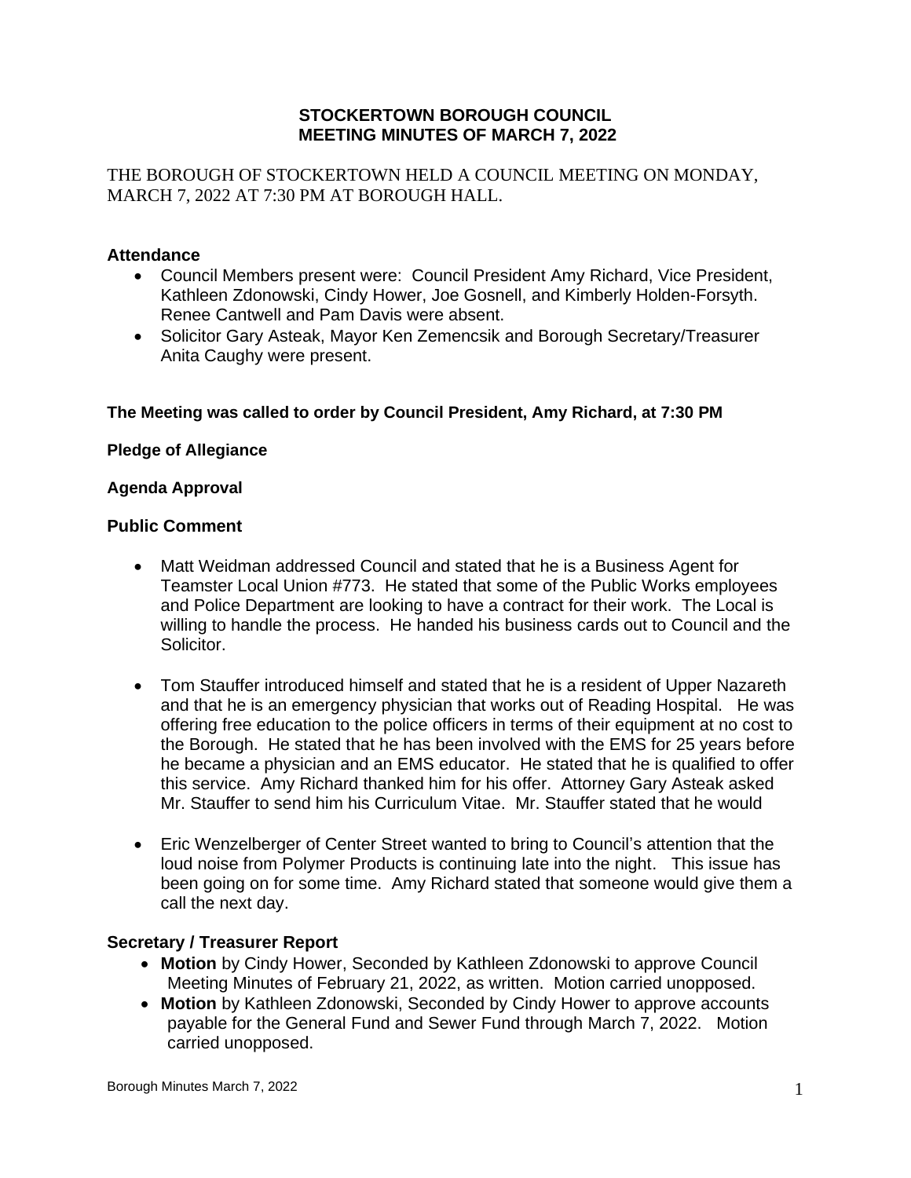# STOCKERTOWN BOROUGH COUNCIL
# MEETING MINUTES OF MARCH 7, 2022

THE BOROUGH OF STOCKERTOWN HELD A COUNCIL MEETING ON MONDAY, MARCH 7, 2022 AT 7:30 PM AT BOROUGH HALL.

### Attendance

- Council Members present were: Council President Amy Richard, Vice President, Kathleen Zdonowski, Cindy Hower, Joe Gosnell, and Kimberly Holden-Forsyth. Renee Cantwell and Pam Davis were absent.
- Solicitor Gary Asteak, Mayor Ken Zemencsik and Borough Secretary/Treasurer Anita Caughy were present.

**The Meeting was called to order by Council President, Amy Richard, at 7:30 PM**

**Pledge of Allegiance**

**Agenda Approval**

### Public Comment

- Matt Weidman addressed Council and stated that he is a Business Agent for Teamster Local Union #773. He stated that some of the Public Works employees and Police Department are looking to have a contract for their work. The Local is willing to handle the process. He handed his business cards out to Council and the Solicitor.

- Tom Stauffer introduced himself and stated that he is a resident of Upper Nazareth and that he is an emergency physician that works out of Reading Hospital. He was offering free education to the police officers in terms of their equipment at no cost to the Borough. He stated that he has been involved with the EMS for 25 years before he became a physician and an EMS educator. He stated that he is qualified to offer this service. Amy Richard thanked him for his offer. Attorney Gary Asteak asked Mr. Stauffer to send him his Curriculum Vitae. Mr. Stauffer stated that he would

- Eric Wenzelberger of Center Street wanted to bring to Council's attention that the loud noise from Polymer Products is continuing late into the night. This issue has been going on for some time. Amy Richard stated that someone would give them a call the next day.

### Secretary / Treasurer Report

- **Motion** by Cindy Hower, Seconded by Kathleen Zdonowski to approve Council Meeting Minutes of February 21, 2022, as written. Motion carried unopposed.
- **Motion** by Kathleen Zdonowski, Seconded by Cindy Hower to approve accounts payable for the General Fund and Sewer Fund through March 7, 2022. Motion carried unopposed.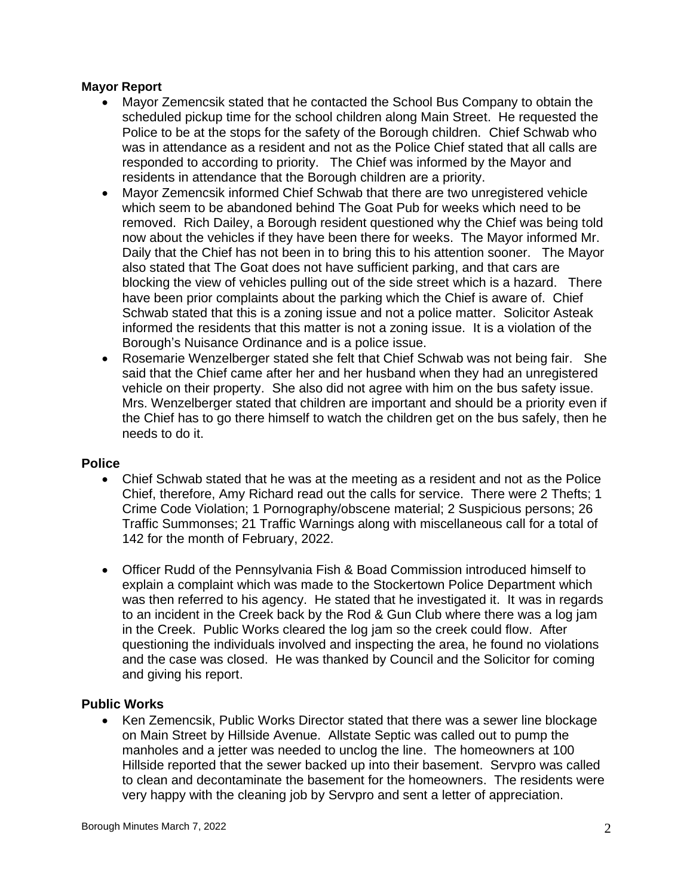**Mayor Report**

- Mayor Zemencsik stated that he contacted the School Bus Company to obtain the scheduled pickup time for the school children along Main Street. He requested the Police to be at the stops for the safety of the Borough children. Chief Schwab who was in attendance as a resident and not as the Police Chief stated that all calls are responded to according to priority. The Chief was informed by the Mayor and residents in attendance that the Borough children are a priority.
- Mayor Zemencsik informed Chief Schwab that there are two unregistered vehicle which seem to be abandoned behind The Goat Pub for weeks which need to be removed. Rich Dailey, a Borough resident questioned why the Chief was being told now about the vehicles if they have been there for weeks. The Mayor informed Mr. Daily that the Chief has not been in to bring this to his attention sooner. The Mayor also stated that The Goat does not have sufficient parking, and that cars are blocking the view of vehicles pulling out of the side street which is a hazard. There have been prior complaints about the parking which the Chief is aware of. Chief Schwab stated that this is a zoning issue and not a police matter. Solicitor Asteak informed the residents that this matter is not a zoning issue. It is a violation of the Borough's Nuisance Ordinance and is a police issue.
- Rosemarie Wenzelberger stated she felt that Chief Schwab was not being fair. She said that the Chief came after her and her husband when they had an unregistered vehicle on their property. She also did not agree with him on the bus safety issue. Mrs. Wenzelberger stated that children are important and should be a priority even if the Chief has to go there himself to watch the children get on the bus safely, then he needs to do it.

**Police**

- Chief Schwab stated that he was at the meeting as a resident and not as the Police Chief, therefore, Amy Richard read out the calls for service. There were 2 Thefts; 1 Crime Code Violation; 1 Pornography/obscene material; 2 Suspicious persons; 26 Traffic Summonses; 21 Traffic Warnings along with miscellaneous call for a total of 142 for the month of February, 2022.

- Officer Rudd of the Pennsylvania Fish & Boad Commission introduced himself to explain a complaint which was made to the Stockertown Police Department which was then referred to his agency. He stated that he investigated it. It was in regards to an incident in the Creek back by the Rod & Gun Club where there was a log jam in the Creek. Public Works cleared the log jam so the creek could flow. After questioning the individuals involved and inspecting the area, he found no violations and the case was closed. He was thanked by Council and the Solicitor for coming and giving his report.

**Public Works**

- Ken Zemencsik, Public Works Director stated that there was a sewer line blockage on Main Street by Hillside Avenue. Allstate Septic was called out to pump the manholes and a jetter was needed to unclog the line. The homeowners at 100 Hillside reported that the sewer backed up into their basement. Servpro was called to clean and decontaminate the basement for the homeowners. The residents were very happy with the cleaning job by Servpro and sent a letter of appreciation.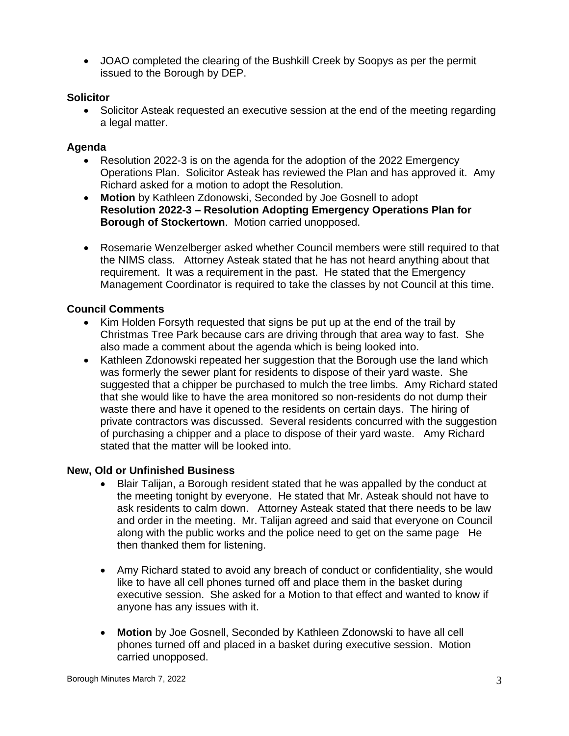- JOAO completed the clearing of the Bushkill Creek by Soopys as per the permit issued to the Borough by DEP.

**Solicitor**

- Solicitor Asteak requested an executive session at the end of the meeting regarding a legal matter.

**Agenda**

- Resolution 2022-3 is on the agenda for the adoption of the 2022 Emergency Operations Plan. Solicitor Asteak has reviewed the Plan and has approved it. Amy Richard asked for a motion to adopt the Resolution.
- **Motion** by Kathleen Zdonowski, Seconded by Joe Gosnell to adopt **Resolution 2022-3 – Resolution Adopting Emergency Operations Plan for Borough of Stockertown**. Motion carried unopposed.

- Rosemarie Wenzelberger asked whether Council members were still required to that the NIMS class. Attorney Asteak stated that he has not heard anything about that requirement. It was a requirement in the past. He stated that the Emergency Management Coordinator is required to take the classes by not Council at this time.

**Council Comments**

- Kim Holden Forsyth requested that signs be put up at the end of the trail by Christmas Tree Park because cars are driving through that area way to fast. She also made a comment about the agenda which is being looked into.
- Kathleen Zdonowski repeated her suggestion that the Borough use the land which was formerly the sewer plant for residents to dispose of their yard waste. She suggested that a chipper be purchased to mulch the tree limbs. Amy Richard stated that she would like to have the area monitored so non-residents do not dump their waste there and have it opened to the residents on certain days. The hiring of private contractors was discussed. Several residents concurred with the suggestion of purchasing a chipper and a place to dispose of their yard waste. Amy Richard stated that the matter will be looked into.

**New, Old or Unfinished Business**

- Blair Talijan, a Borough resident stated that he was appalled by the conduct at the meeting tonight by everyone. He stated that Mr. Asteak should not have to ask residents to calm down. Attorney Asteak stated that there needs to be law and order in the meeting. Mr. Talijan agreed and said that everyone on Council along with the public works and the police need to get on the same page He then thanked them for listening.

- Amy Richard stated to avoid any breach of conduct or confidentiality, she would like to have all cell phones turned off and place them in the basket during executive session. She asked for a Motion to that effect and wanted to know if anyone has any issues with it.

- **Motion** by Joe Gosnell, Seconded by Kathleen Zdonowski to have all cell phones turned off and placed in a basket during executive session. Motion carried unopposed.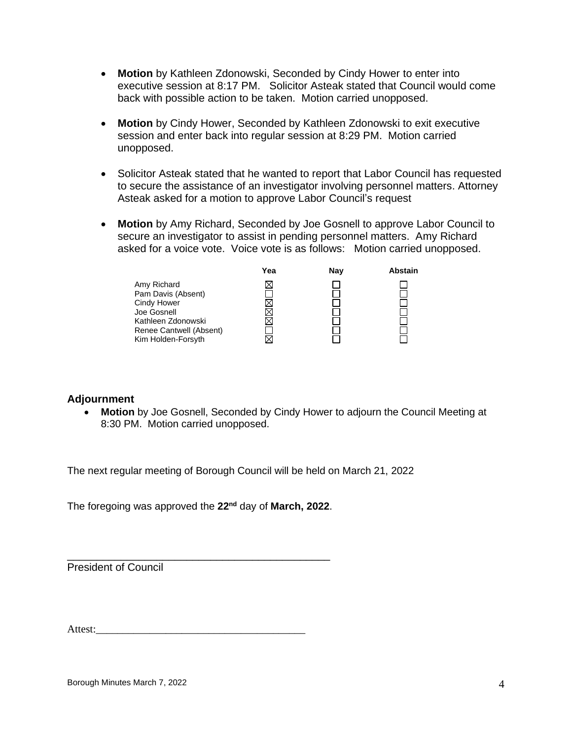- **Motion** by Kathleen Zdonowski, Seconded by Cindy Hower to enter into executive session at 8:17 PM. Solicitor Asteak stated that Council would come back with possible action to be taken. Motion carried unopposed.

- **Motion** by Cindy Hower, Seconded by Kathleen Zdonowski to exit executive session and enter back into regular session at 8:29 PM. Motion carried unopposed.

- Solicitor Asteak stated that he wanted to report that Labor Council has requested to secure the assistance of an investigator involving personnel matters. Attorney Asteak asked for a motion to approve Labor Council's request

- **Motion** by Amy Richard, Seconded by Joe Gosnell to approve Labor Council to secure an investigator to assist in pending personnel matters. Amy Richard asked for a voice vote. Voice vote is as follows: Motion carried unopposed.

| | Yea | Nay | Abstain |
|---|---|---|---|
| Amy Richard | ☒ | ☐ | ☐ |
| Pam Davis (Absent) | ☐ | ☐ | ☐ |
| Cindy Hower | ☒ | ☐ | ☐ |
| Joe Gosnell | ☒ | ☐ | ☐ |
| Kathleen Zdonowski | ☒ | ☐ | ☐ |
| Renee Cantwell (Absent) | ☐ | ☐ | ☐ |
| Kim Holden-Forsyth | ☒ | ☐ | ☐ |

### Adjournment

- **Motion** by Joe Gosnell, Seconded by Cindy Hower to adjourn the Council Meeting at 8:30 PM. Motion carried unopposed.

The next regular meeting of Borough Council will be held on March 21, 2022

The foregoing was approved the **22nd** day of **March, 2022**.

_______________________________________________
President of Council

Attest:______________________________________